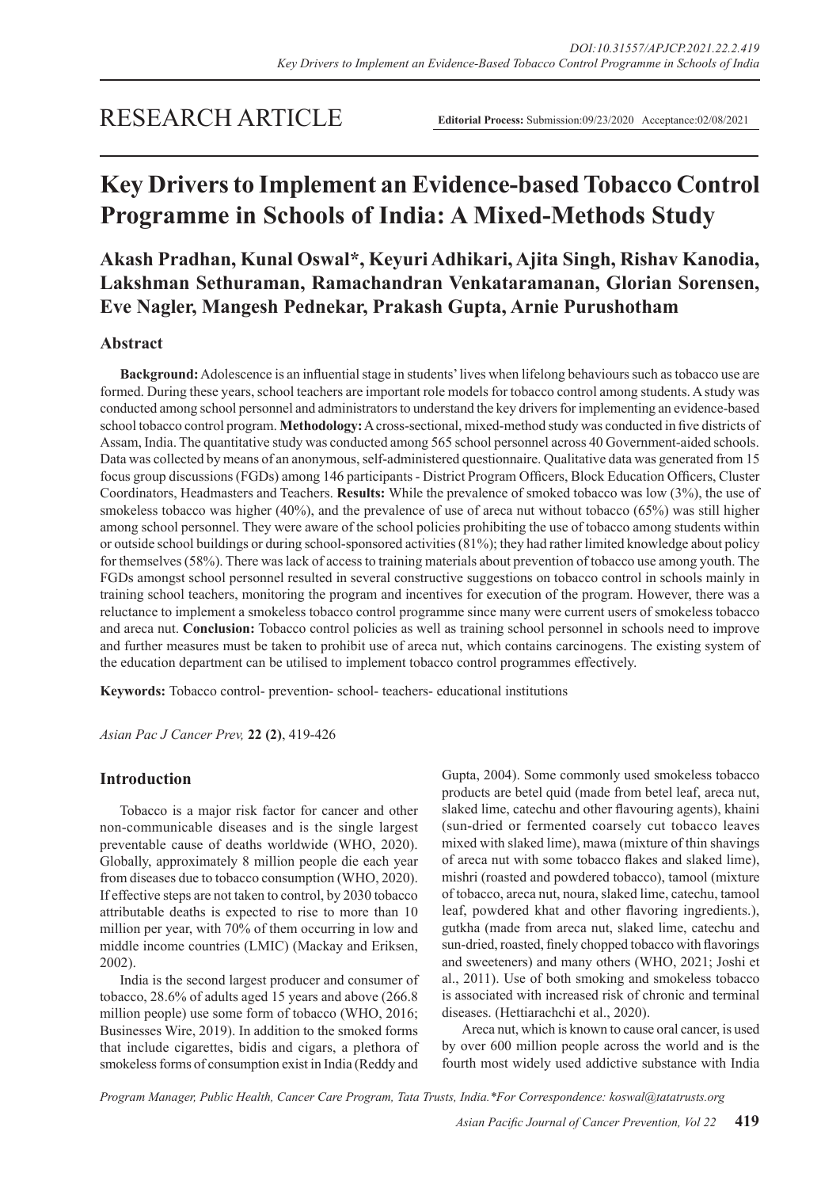RESEARCH ARTICLE

**Editorial Process:** Submission:09/23/2020 Acceptance:02/08/2021

# Key Drivers to Implement an Evidence-based Tobacco Control Programme in Schools of India: A Mixed-Methods Study

**Akash Pradhan, Kunal Oswal*, Keyuri Adhikari, Ajita Singh, Rishav Kanodia, Lakshman Sethuraman, Ramachandran Venkataramanan, Glorian Sorensen, Eve Nagler, Mangesh Pednekar, Prakash Gupta, Arnie Purushotham**

## Abstract

**Background:** Adolescence is an influential stage in students' lives when lifelong behaviours such as tobacco use are formed. During these years, school teachers are important role models for tobacco control among students. A study was conducted among school personnel and administrators to understand the key drivers for implementing an evidence-based school tobacco control program. **Methodology:** A cross-sectional, mixed-method study was conducted in five districts of Assam, India. The quantitative study was conducted among 565 school personnel across 40 Government-aided schools. Data was collected by means of an anonymous, self-administered questionnaire. Qualitative data was generated from 15 focus group discussions (FGDs) among 146 participants - District Program Officers, Block Education Officers, Cluster Coordinators, Headmasters and Teachers. **Results:** While the prevalence of smoked tobacco was low (3%), the use of smokeless tobacco was higher (40%), and the prevalence of use of areca nut without tobacco (65%) was still higher among school personnel. They were aware of the school policies prohibiting the use of tobacco among students within or outside school buildings or during school-sponsored activities (81%); they had rather limited knowledge about policy for themselves (58%). There was lack of access to training materials about prevention of tobacco use among youth. The FGDs amongst school personnel resulted in several constructive suggestions on tobacco control in schools mainly in training school teachers, monitoring the program and incentives for execution of the program. However, there was a reluctance to implement a smokeless tobacco control programme since many were current users of smokeless tobacco and areca nut. **Conclusion:** Tobacco control policies as well as training school personnel in schools need to improve and further measures must be taken to prohibit use of areca nut, which contains carcinogens. The existing system of the education department can be utilised to implement tobacco control programmes effectively.

**Keywords:** Tobacco control- prevention- school- teachers- educational institutions

*Asian Pac J Cancer Prev,* **22 (2)**, 419-426

## Introduction

Tobacco is a major risk factor for cancer and other non-communicable diseases and is the single largest preventable cause of deaths worldwide (WHO, 2020). Globally, approximately 8 million people die each year from diseases due to tobacco consumption (WHO, 2020). If effective steps are not taken to control, by 2030 tobacco attributable deaths is expected to rise to more than 10 million per year, with 70% of them occurring in low and middle income countries (LMIC) (Mackay and Eriksen, 2002).

India is the second largest producer and consumer of tobacco, 28.6% of adults aged 15 years and above (266.8 million people) use some form of tobacco (WHO, 2016; Businesses Wire, 2019). In addition to the smoked forms that include cigarettes, bidis and cigars, a plethora of smokeless forms of consumption exist in India (Reddy and Gupta, 2004). Some commonly used smokeless tobacco products are betel quid (made from betel leaf, areca nut, slaked lime, catechu and other flavouring agents), khaini (sun-dried or fermented coarsely cut tobacco leaves mixed with slaked lime), mawa (mixture of thin shavings of areca nut with some tobacco flakes and slaked lime), mishri (roasted and powdered tobacco), tamool (mixture of tobacco, areca nut, noura, slaked lime, catechu, tamool leaf, powdered khat and other flavoring ingredients.), gutkha (made from areca nut, slaked lime, catechu and sun-dried, roasted, finely chopped tobacco with flavorings and sweeteners) and many others (WHO, 2021; Joshi et al., 2011). Use of both smoking and smokeless tobacco is associated with increased risk of chronic and terminal diseases. (Hettiarachchi et al., 2020).

Areca nut, which is known to cause oral cancer, is used by over 600 million people across the world and is the fourth most widely used addictive substance with India

*Program Manager, Public Health, Cancer Care Program, Tata Trusts, India.*For Correspondence: koswal@tatatrusts.org*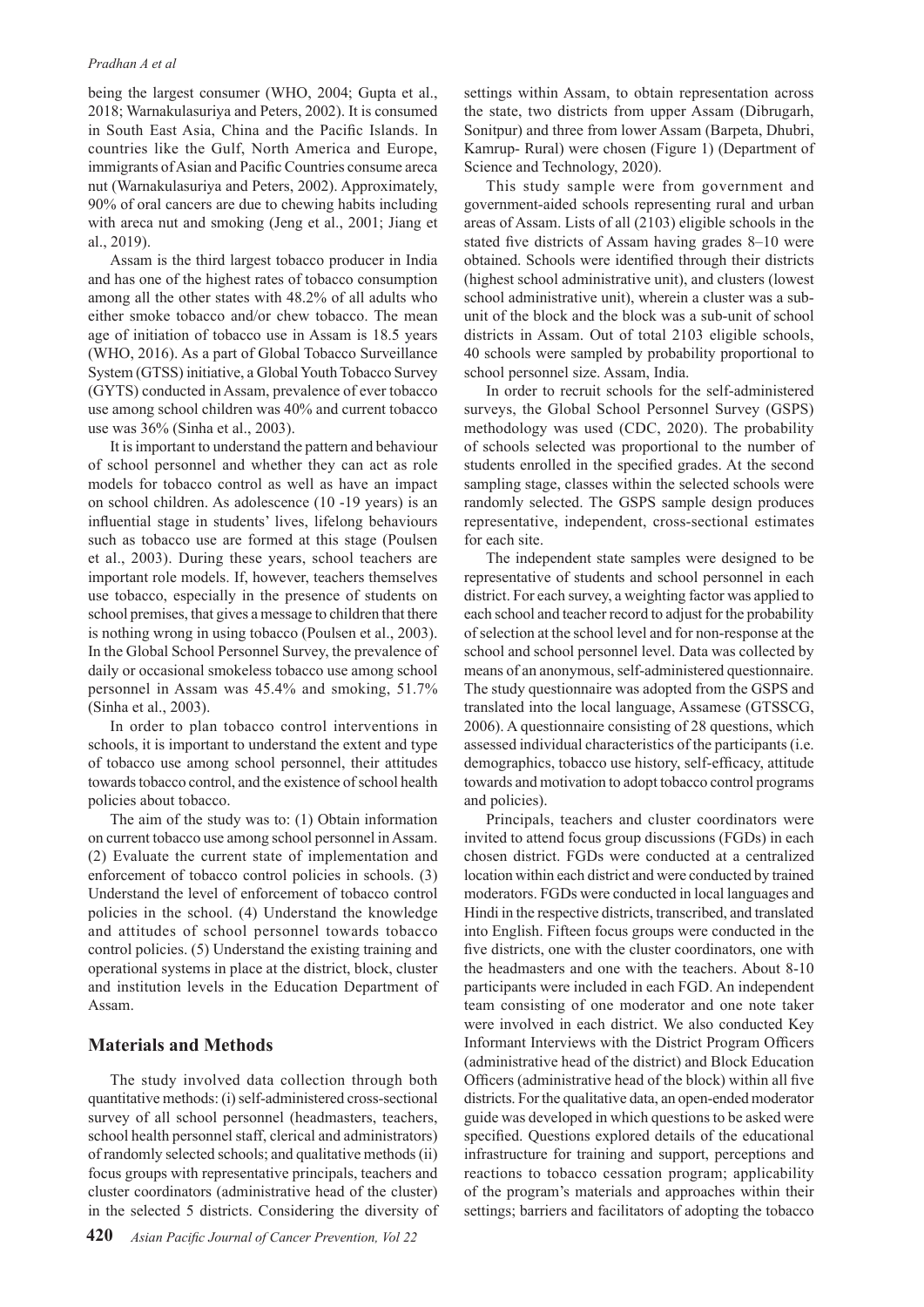being the largest consumer (WHO, 2004; Gupta et al., 2018; Warnakulasuriya and Peters, 2002). It is consumed in South East Asia, China and the Pacific Islands. In countries like the Gulf, North America and Europe, immigrants of Asian and Pacific Countries consume areca nut (Warnakulasuriya and Peters, 2002). Approximately, 90% of oral cancers are due to chewing habits including with areca nut and smoking (Jeng et al., 2001; Jiang et al., 2019).

Assam is the third largest tobacco producer in India and has one of the highest rates of tobacco consumption among all the other states with 48.2% of all adults who either smoke tobacco and/or chew tobacco. The mean age of initiation of tobacco use in Assam is 18.5 years (WHO, 2016). As a part of Global Tobacco Surveillance System (GTSS) initiative, a Global Youth Tobacco Survey (GYTS) conducted in Assam, prevalence of ever tobacco use among school children was 40% and current tobacco use was 36% (Sinha et al., 2003).

It is important to understand the pattern and behaviour of school personnel and whether they can act as role models for tobacco control as well as have an impact on school children. As adolescence (10 -19 years) is an influential stage in students' lives, lifelong behaviours such as tobacco use are formed at this stage (Poulsen et al., 2003). During these years, school teachers are important role models. If, however, teachers themselves use tobacco, especially in the presence of students on school premises, that gives a message to children that there is nothing wrong in using tobacco (Poulsen et al., 2003). In the Global School Personnel Survey, the prevalence of daily or occasional smokeless tobacco use among school personnel in Assam was 45.4% and smoking, 51.7% (Sinha et al., 2003).

In order to plan tobacco control interventions in schools, it is important to understand the extent and type of tobacco use among school personnel, their attitudes towards tobacco control, and the existence of school health policies about tobacco.

The aim of the study was to: (1) Obtain information on current tobacco use among school personnel in Assam. (2) Evaluate the current state of implementation and enforcement of tobacco control policies in schools. (3) Understand the level of enforcement of tobacco control policies in the school. (4) Understand the knowledge and attitudes of school personnel towards tobacco control policies. (5) Understand the existing training and operational systems in place at the district, block, cluster and institution levels in the Education Department of Assam.

## Materials and Methods

The study involved data collection through both quantitative methods: (i) self-administered cross-sectional survey of all school personnel (headmasters, teachers, school health personnel staff, clerical and administrators) of randomly selected schools; and qualitative methods (ii) focus groups with representative principals, teachers and cluster coordinators (administrative head of the cluster) in the selected 5 districts. Considering the diversity of settings within Assam, to obtain representation across the state, two districts from upper Assam (Dibrugarh, Sonitpur) and three from lower Assam (Barpeta, Dhubri, Kamrup- Rural) were chosen (Figure 1) (Department of Science and Technology, 2020).

This study sample were from government and government-aided schools representing rural and urban areas of Assam. Lists of all (2103) eligible schools in the stated five districts of Assam having grades 8–10 were obtained. Schools were identified through their districts (highest school administrative unit), and clusters (lowest school administrative unit), wherein a cluster was a sub-unit of the block and the block was a sub-unit of school districts in Assam. Out of total 2103 eligible schools, 40 schools were sampled by probability proportional to school personnel size. Assam, India.

In order to recruit schools for the self-administered surveys, the Global School Personnel Survey (GSPS) methodology was used (CDC, 2020). The probability of schools selected was proportional to the number of students enrolled in the specified grades. At the second sampling stage, classes within the selected schools were randomly selected. The GSPS sample design produces representative, independent, cross-sectional estimates for each site.

The independent state samples were designed to be representative of students and school personnel in each district. For each survey, a weighting factor was applied to each school and teacher record to adjust for the probability of selection at the school level and for non-response at the school and school personnel level. Data was collected by means of an anonymous, self-administered questionnaire. The study questionnaire was adopted from the GSPS and translated into the local language, Assamese (GTSSCG, 2006). A questionnaire consisting of 28 questions, which assessed individual characteristics of the participants (i.e. demographics, tobacco use history, self-efficacy, attitude towards and motivation to adopt tobacco control programs and policies).

Principals, teachers and cluster coordinators were invited to attend focus group discussions (FGDs) in each chosen district. FGDs were conducted at a centralized location within each district and were conducted by trained moderators. FGDs were conducted in local languages and Hindi in the respective districts, transcribed, and translated into English. Fifteen focus groups were conducted in the five districts, one with the cluster coordinators, one with the headmasters and one with the teachers. About 8-10 participants were included in each FGD. An independent team consisting of one moderator and one note taker were involved in each district. We also conducted Key Informant Interviews with the District Program Officers (administrative head of the district) and Block Education Officers (administrative head of the block) within all five districts. For the qualitative data, an open-ended moderator guide was developed in which questions to be asked were specified. Questions explored details of the educational infrastructure for training and support, perceptions and reactions to tobacco cessation program; applicability of the program's materials and approaches within their settings; barriers and facilitators of adopting the tobacco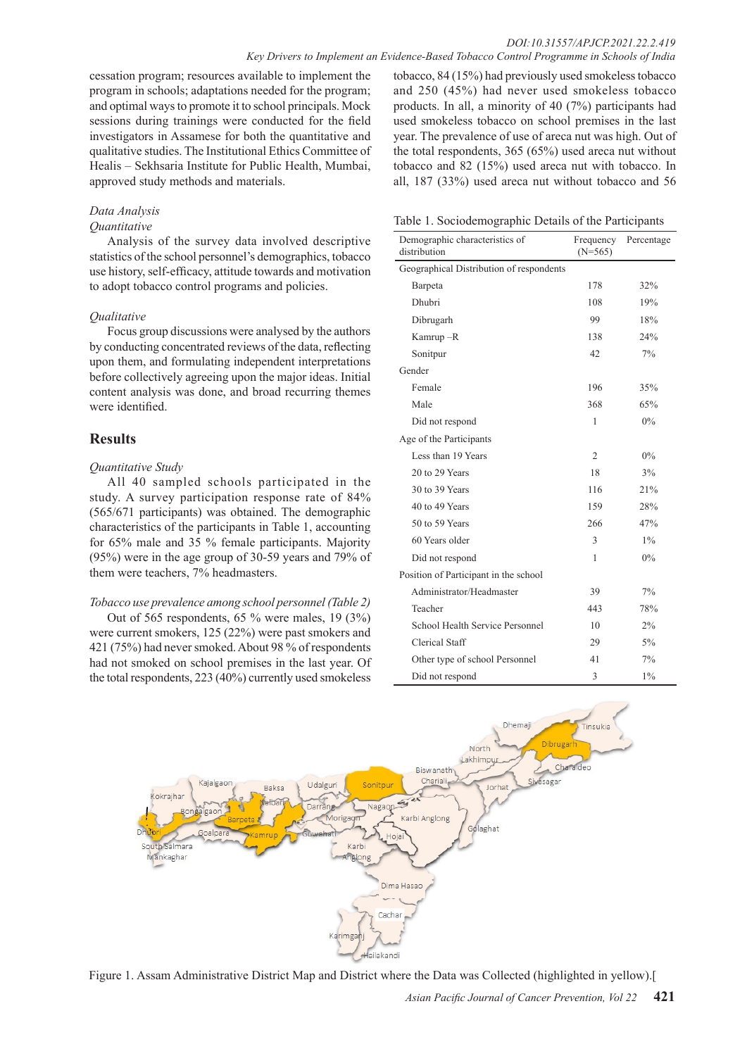cessation program; resources available to implement the program in schools; adaptations needed for the program; and optimal ways to promote it to school principals. Mock sessions during trainings were conducted for the field investigators in Assamese for both the quantitative and qualitative studies. The Institutional Ethics Committee of Healis – Sekhsaria Institute for Public Health, Mumbai, approved study methods and materials.

*Data Analysis*

*Quantitative*

Analysis of the survey data involved descriptive statistics of the school personnel's demographics, tobacco use history, self-efficacy, attitude towards and motivation to adopt tobacco control programs and policies.

*Qualitative*

Focus group discussions were analysed by the authors by conducting concentrated reviews of the data, reflecting upon them, and formulating independent interpretations before collectively agreeing upon the major ideas. Initial content analysis was done, and broad recurring themes were identified.

## Results

*Quantitative Study*

All 40 sampled schools participated in the study. A survey participation response rate of 84% (565/671 participants) was obtained. The demographic characteristics of the participants in Table 1, accounting for 65% male and 35 % female participants. Majority (95%) were in the age group of 30-59 years and 79% of them were teachers, 7% headmasters.

*Tobacco use prevalence among school personnel (Table 2)*

Out of 565 respondents, 65 % were males, 19 (3%) were current smokers, 125 (22%) were past smokers and 421 (75%) had never smoked. About 98 % of respondents had not smoked on school premises in the last year. Of the total respondents, 223 (40%) currently used smokeless tobacco, 84 (15%) had previously used smokeless tobacco and 250 (45%) had never used smokeless tobacco products. In all, a minority of 40 (7%) participants had used smokeless tobacco on school premises in the last year. The prevalence of use of areca nut was high. Out of the total respondents, 365 (65%) used areca nut without tobacco and 82 (15%) used areca nut with tobacco. In all, 187 (33%) used areca nut without tobacco and 56

Table 1. Sociodemographic Details of the Participants

| Demographic characteristics of distribution | Frequency (N=565) | Percentage |
|---|---|---|
| Geographical Distribution of respondents | | |
| Barpeta | 178 | 32% |
| Dhubri | 108 | 19% |
| Dibrugarh | 99 | 18% |
| Kamrup –R | 138 | 24% |
| Sonitpur | 42 | 7% |
| Gender | | |
| Female | 196 | 35% |
| Male | 368 | 65% |
| Did not respond | 1 | 0% |
| Age of the Participants | | |
| Less than 19 Years | 2 | 0% |
| 20 to 29 Years | 18 | 3% |
| 30 to 39 Years | 116 | 21% |
| 40 to 49 Years | 159 | 28% |
| 50 to 59 Years | 266 | 47% |
| 60 Years older | 3 | 1% |
| Did not respond | 1 | 0% |
| Position of Participant in the school | | |
| Administrator/Headmaster | 39 | 7% |
| Teacher | 443 | 78% |
| School Health Service Personnel | 10 | 2% |
| Clerical Staff | 29 | 5% |
| Other type of school Personnel | 41 | 7% |
| Did not respond | 3 | 1% |

Figure 1. Assam Administrative District Map and District where the Data was Collected (highlighted in yellow).[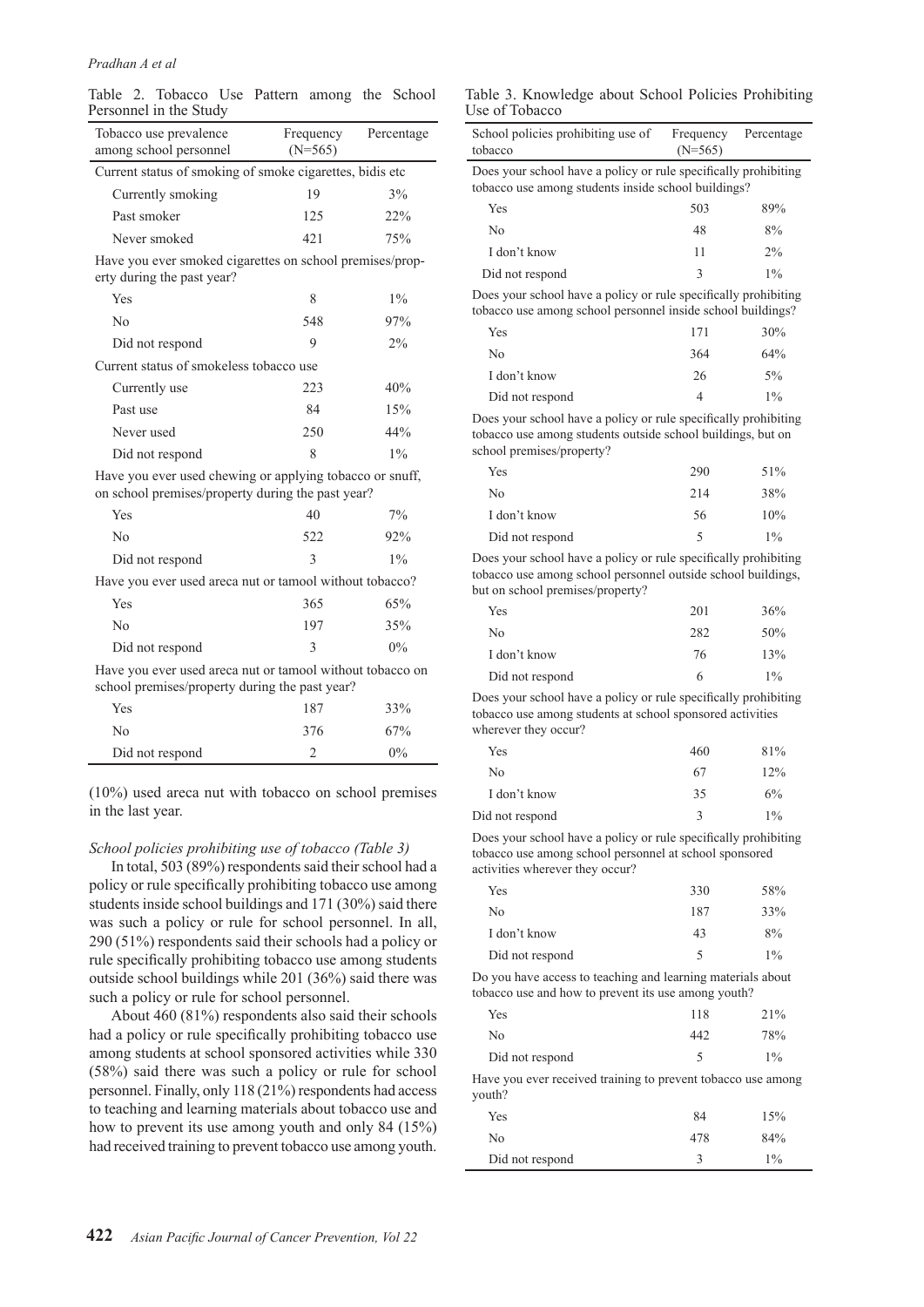Table 2. Tobacco Use Pattern among the School Personnel in the Study

| Tobacco use prevalence among school personnel | Frequency (N=565) | Percentage |
|---|---|---|
| Current status of smoking of smoke cigarettes, bidis etc | | |
| Currently smoking | 19 | 3% |
| Past smoker | 125 | 22% |
| Never smoked | 421 | 75% |
| Have you ever smoked cigarettes on school premises/property during the past year? | | |
| Yes | 8 | 1% |
| No | 548 | 97% |
| Did not respond | 9 | 2% |
| Current status of smokeless tobacco use | | |
| Currently use | 223 | 40% |
| Past use | 84 | 15% |
| Never used | 250 | 44% |
| Did not respond | 8 | 1% |
| Have you ever used chewing or applying tobacco or snuff, on school premises/property during the past year? | | |
| Yes | 40 | 7% |
| No | 522 | 92% |
| Did not respond | 3 | 1% |
| Have you ever used areca nut or tamool without tobacco? | | |
| Yes | 365 | 65% |
| No | 197 | 35% |
| Did not respond | 3 | 0% |
| Have you ever used areca nut or tamool without tobacco on school premises/property during the past year? | | |
| Yes | 187 | 33% |
| No | 376 | 67% |
| Did not respond | 2 | 0% |

(10%) used areca nut with tobacco on school premises in the last year.

*School policies prohibiting use of tobacco (Table 3)*

In total, 503 (89%) respondents said their school had a policy or rule specifically prohibiting tobacco use among students inside school buildings and 171 (30%) said there was such a policy or rule for school personnel. In all, 290 (51%) respondents said their schools had a policy or rule specifically prohibiting tobacco use among students outside school buildings while 201 (36%) said there was such a policy or rule for school personnel.

About 460 (81%) respondents also said their schools had a policy or rule specifically prohibiting tobacco use among students at school sponsored activities while 330 (58%) said there was such a policy or rule for school personnel. Finally, only 118 (21%) respondents had access to teaching and learning materials about tobacco use and how to prevent its use among youth and only 84 (15%) had received training to prevent tobacco use among youth.

Table 3. Knowledge about School Policies Prohibiting Use of Tobacco

| School policies prohibiting use of tobacco | Frequency (N=565) | Percentage |
|---|---|---|
| Does your school have a policy or rule specifically prohibiting tobacco use among students inside school buildings? | | |
| Yes | 503 | 89% |
| No | 48 | 8% |
| I don't know | 11 | 2% |
| Did not respond | 3 | 1% |
| Does your school have a policy or rule specifically prohibiting tobacco use among school personnel inside school buildings? | | |
| Yes | 171 | 30% |
| No | 364 | 64% |
| I don't know | 26 | 5% |
| Did not respond | 4 | 1% |
| Does your school have a policy or rule specifically prohibiting tobacco use among students outside school buildings, but on school premises/property? | | |
| Yes | 290 | 51% |
| No | 214 | 38% |
| I don't know | 56 | 10% |
| Did not respond | 5 | 1% |
| Does your school have a policy or rule specifically prohibiting tobacco use among school personnel outside school buildings, but on school premises/property? | | |
| Yes | 201 | 36% |
| No | 282 | 50% |
| I don't know | 76 | 13% |
| Did not respond | 6 | 1% |
| Does your school have a policy or rule specifically prohibiting tobacco use among students at school sponsored activities wherever they occur? | | |
| Yes | 460 | 81% |
| No | 67 | 12% |
| I don't know | 35 | 6% |
| Did not respond | 3 | 1% |
| Does your school have a policy or rule specifically prohibiting tobacco use among school personnel at school sponsored activities wherever they occur? | | |
| Yes | 330 | 58% |
| No | 187 | 33% |
| I don't know | 43 | 8% |
| Did not respond | 5 | 1% |
| Do you have access to teaching and learning materials about tobacco use and how to prevent its use among youth? | | |
| Yes | 118 | 21% |
| No | 442 | 78% |
| Did not respond | 5 | 1% |
| Have you ever received training to prevent tobacco use among youth? | | |
| Yes | 84 | 15% |
| No | 478 | 84% |
| Did not respond | 3 | 1% |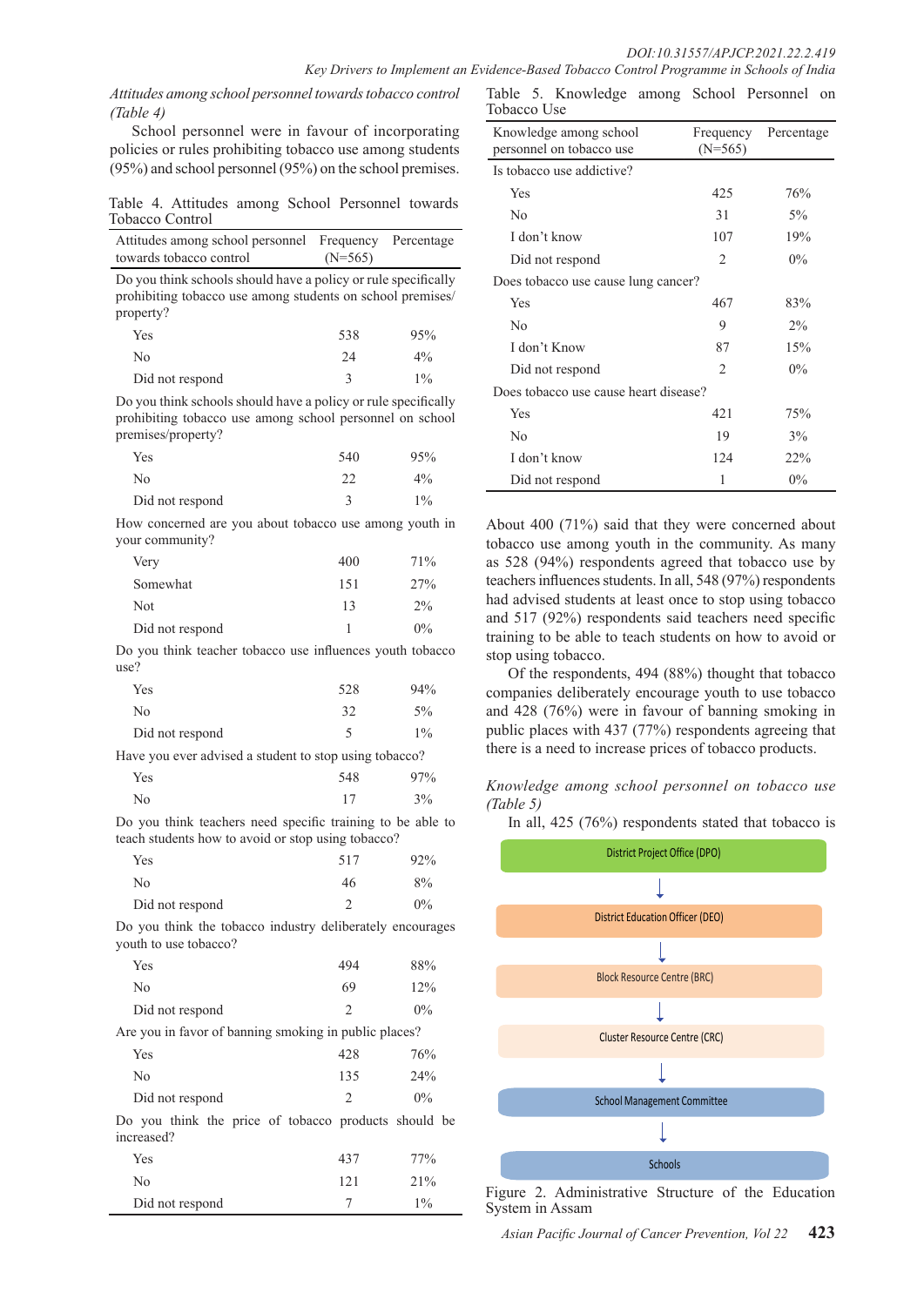*Attitudes among school personnel towards tobacco control (Table 4)*

School personnel were in favour of incorporating policies or rules prohibiting tobacco use among students (95%) and school personnel (95%) on the school premises.

Table 4. Attitudes among School Personnel towards Tobacco Control

| Attitudes among school personnel towards tobacco control | Frequency (N=565) | Percentage |
|---|---|---|
| Do you think schools should have a policy or rule specifically prohibiting tobacco use among students on school premises/ property? | | |
| Yes | 538 | 95% |
| No | 24 | 4% |
| Did not respond | 3 | 1% |
| Do you think schools should have a policy or rule specifically prohibiting tobacco use among school personnel on school premises/property? | | |
| Yes | 540 | 95% |
| No | 22 | 4% |
| Did not respond | 3 | 1% |
| How concerned are you about tobacco use among youth in your community? | | |
| Very | 400 | 71% |
| Somewhat | 151 | 27% |
| Not | 13 | 2% |
| Did not respond | 1 | 0% |
| Do you think teacher tobacco use influences youth tobacco use? | | |
| Yes | 528 | 94% |
| No | 32 | 5% |
| Did not respond | 5 | 1% |
| Have you ever advised a student to stop using tobacco? | | |
| Yes | 548 | 97% |
| No | 17 | 3% |
| Do you think teachers need specific training to be able to teach students how to avoid or stop using tobacco? | | |
| Yes | 517 | 92% |
| No | 46 | 8% |
| Did not respond | 2 | 0% |
| Do you think the tobacco industry deliberately encourages youth to use tobacco? | | |
| Yes | 494 | 88% |
| No | 69 | 12% |
| Did not respond | 2 | 0% |
| Are you in favor of banning smoking in public places? | | |
| Yes | 428 | 76% |
| No | 135 | 24% |
| Did not respond | 2 | 0% |
| Do you think the price of tobacco products should be increased? | | |
| Yes | 437 | 77% |
| No | 121 | 21% |
| Did not respond | 7 | 1% |

Table 5. Knowledge among School Personnel on Tobacco Use

| Knowledge among school personnel on tobacco use | Frequency (N=565) | Percentage |
|---|---|---|
| Is tobacco use addictive? | | |
| Yes | 425 | 76% |
| No | 31 | 5% |
| I don't know | 107 | 19% |
| Did not respond | 2 | 0% |
| Does tobacco use cause lung cancer? | | |
| Yes | 467 | 83% |
| No | 9 | 2% |
| I don't Know | 87 | 15% |
| Did not respond | 2 | 0% |
| Does tobacco use cause heart disease? | | |
| Yes | 421 | 75% |
| No | 19 | 3% |
| I don't know | 124 | 22% |
| Did not respond | 1 | 0% |

About 400 (71%) said that they were concerned about tobacco use among youth in the community. As many as 528 (94%) respondents agreed that tobacco use by teachers influences students. In all, 548 (97%) respondents had advised students at least once to stop using tobacco and 517 (92%) respondents said teachers need specific training to be able to teach students on how to avoid or stop using tobacco.

Of the respondents, 494 (88%) thought that tobacco companies deliberately encourage youth to use tobacco and 428 (76%) were in favour of banning smoking in public places with 437 (77%) respondents agreeing that there is a need to increase prices of tobacco products.

*Knowledge among school personnel on tobacco use (Table 5)*

In all, 425 (76%) respondents stated that tobacco is

District Project Office (DPO)
↓
District Education Officer (DEO)
↓
Block Resource Centre (BRC)
↓
Cluster Resource Centre (CRC)
↓
School Management Committee
↓
Schools

Figure 2. Administrative Structure of the Education System in Assam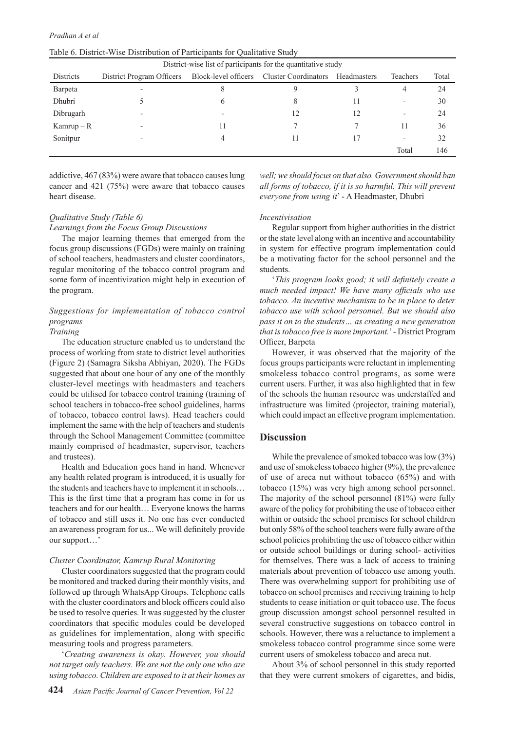Table 6. District-Wise Distribution of Participants for Qualitative Study

| District-wise list of participants for the quantitative study | | | | | | |
|---|---|---|---|---|---|---|
| Districts | District Program Officers | Block-level officers | Cluster Coordinators | Headmasters | Teachers | Total |
| Barpeta | - | 8 | 9 | 3 | 4 | 24 |
| Dhubri | 5 | 6 | 8 | 11 | - | 30 |
| Dibrugarh | - | - | 12 | 12 | - | 24 |
| Kamrup – R | - | 11 | 7 | 7 | 11 | 36 |
| Sonitpur | - | 4 | 11 | 17 | - | 32 |
| | | | | | Total | 146 |

addictive, 467 (83%) were aware that tobacco causes lung cancer and 421 (75%) were aware that tobacco causes heart disease.

*Qualitative Study (Table 6)*

*Learnings from the Focus Group Discussions*

The major learning themes that emerged from the focus group discussions (FGDs) were mainly on training of school teachers, headmasters and cluster coordinators, regular monitoring of the tobacco control program and some form of incentivization might help in execution of the program.

*Suggestions for implementation of tobacco control programs*

*Training*

The education structure enabled us to understand the process of working from state to district level authorities (Figure 2) (Samagra Siksha Abhiyan, 2020). The FGDs suggested that about one hour of any one of the monthly cluster-level meetings with headmasters and teachers could be utilised for tobacco control training (training of school teachers in tobacco-free school guidelines, harms of tobacco, tobacco control laws). Head teachers could implement the same with the help of teachers and students through the School Management Committee (committee mainly comprised of headmaster, supervisor, teachers and trustees).

Health and Education goes hand in hand. Whenever any health related program is introduced, it is usually for the students and teachers have to implement it in schools… This is the first time that a program has come in for us teachers and for our health… Everyone knows the harms of tobacco and still uses it. No one has ever conducted an awareness program for us... We will definitely provide our support…'

*Cluster Coordinator, Kamrup Rural Monitoring*

Cluster coordinators suggested that the program could be monitored and tracked during their monthly visits, and followed up through WhatsApp Groups. Telephone calls with the cluster coordinators and block officers could also be used to resolve queries. It was suggested by the cluster coordinators that specific modules could be developed as guidelines for implementation, along with specific measuring tools and progress parameters.

'*Creating awareness is okay. However, you should not target only teachers. We are not the only one who are using tobacco. Children are exposed to it at their homes as well; we should focus on that also. Government should ban all forms of tobacco, if it is so harmful. This will prevent everyone from using it*' - A Headmaster, Dhubri

*Incentivisation*

Regular support from higher authorities in the district or the state level along with an incentive and accountability in system for effective program implementation could be a motivating factor for the school personnel and the students.

'*This program looks good; it will definitely create a much needed impact! We have many officials who use tobacco. An incentive mechanism to be in place to deter tobacco use with school personnel. But we should also pass it on to the students… as creating a new generation that is tobacco free is more important.*' - District Program Officer, Barpeta

However, it was observed that the majority of the focus groups participants were reluctant in implementing smokeless tobacco control programs, as some were current users. Further, it was also highlighted that in few of the schools the human resource was understaffed and infrastructure was limited (projector, training material), which could impact an effective program implementation.

## Discussion

While the prevalence of smoked tobacco was low (3%) and use of smokeless tobacco higher (9%), the prevalence of use of areca nut without tobacco (65%) and with tobacco (15%) was very high among school personnel. The majority of the school personnel (81%) were fully aware of the policy for prohibiting the use of tobacco either within or outside the school premises for school children but only 58% of the school teachers were fully aware of the school policies prohibiting the use of tobacco either within or outside school buildings or during school- activities for themselves. There was a lack of access to training materials about prevention of tobacco use among youth. There was overwhelming support for prohibiting use of tobacco on school premises and receiving training to help students to cease initiation or quit tobacco use. The focus group discussion amongst school personnel resulted in several constructive suggestions on tobacco control in schools. However, there was a reluctance to implement a smokeless tobacco control programme since some were current users of smokeless tobacco and areca nut.

About 3% of school personnel in this study reported that they were current smokers of cigarettes, and bidis,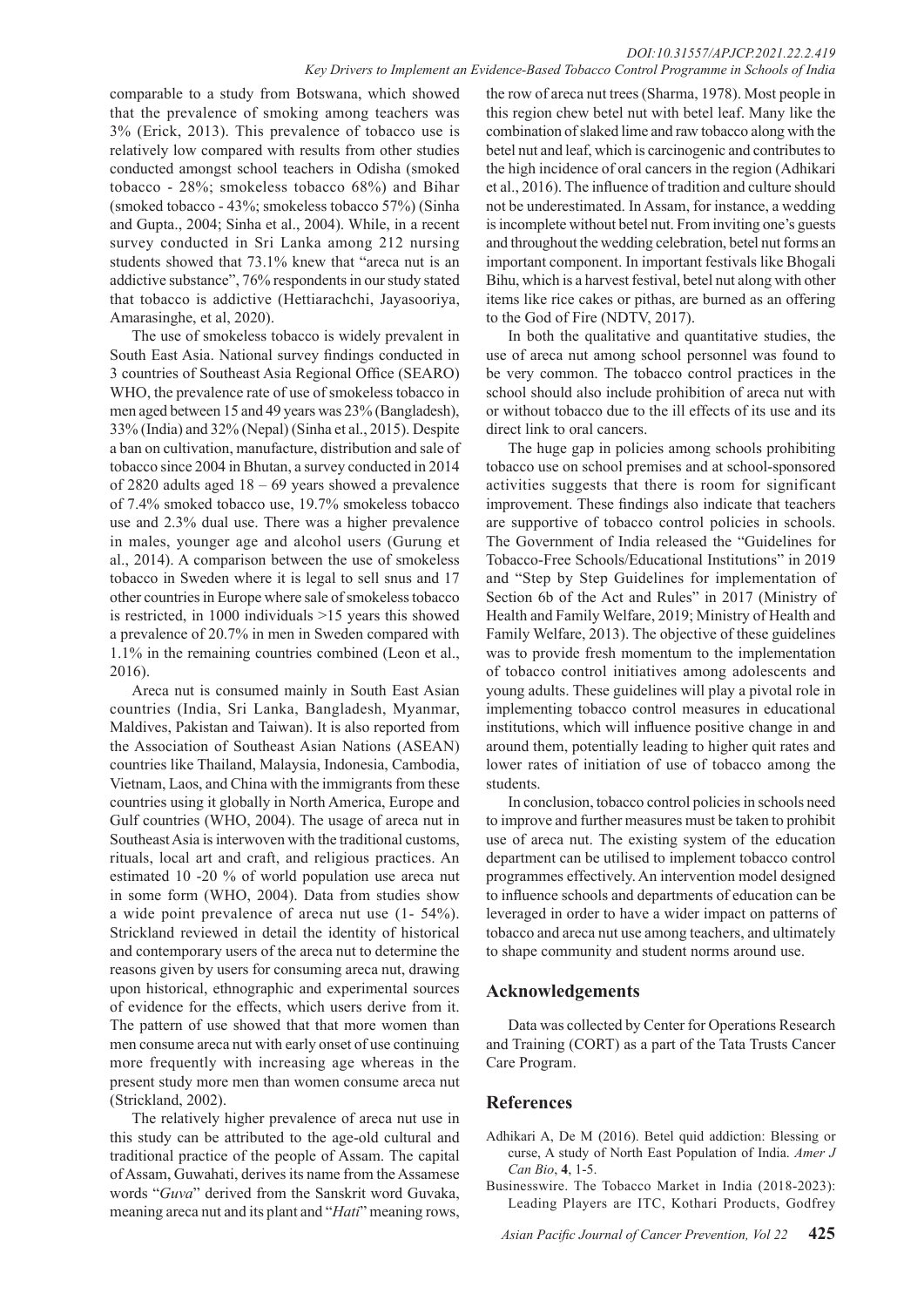comparable to a study from Botswana, which showed that the prevalence of smoking among teachers was 3% (Erick, 2013). This prevalence of tobacco use is relatively low compared with results from other studies conducted amongst school teachers in Odisha (smoked tobacco - 28%; smokeless tobacco 68%) and Bihar (smoked tobacco - 43%; smokeless tobacco 57%) (Sinha and Gupta., 2004; Sinha et al., 2004). While, in a recent survey conducted in Sri Lanka among 212 nursing students showed that 73.1% knew that "areca nut is an addictive substance", 76% respondents in our study stated that tobacco is addictive (Hettiarachchi, Jayasooriya, Amarasinghe, et al, 2020).

The use of smokeless tobacco is widely prevalent in South East Asia. National survey findings conducted in 3 countries of Southeast Asia Regional Office (SEARO) WHO, the prevalence rate of use of smokeless tobacco in men aged between 15 and 49 years was 23% (Bangladesh), 33% (India) and 32% (Nepal) (Sinha et al., 2015). Despite a ban on cultivation, manufacture, distribution and sale of tobacco since 2004 in Bhutan, a survey conducted in 2014 of 2820 adults aged 18 – 69 years showed a prevalence of 7.4% smoked tobacco use, 19.7% smokeless tobacco use and 2.3% dual use. There was a higher prevalence in males, younger age and alcohol users (Gurung et al., 2014). A comparison between the use of smokeless tobacco in Sweden where it is legal to sell snus and 17 other countries in Europe where sale of smokeless tobacco is restricted, in 1000 individuals >15 years this showed a prevalence of 20.7% in men in Sweden compared with 1.1% in the remaining countries combined (Leon et al., 2016).

Areca nut is consumed mainly in South East Asian countries (India, Sri Lanka, Bangladesh, Myanmar, Maldives, Pakistan and Taiwan). It is also reported from the Association of Southeast Asian Nations (ASEAN) countries like Thailand, Malaysia, Indonesia, Cambodia, Vietnam, Laos, and China with the immigrants from these countries using it globally in North America, Europe and Gulf countries (WHO, 2004). The usage of areca nut in Southeast Asia is interwoven with the traditional customs, rituals, local art and craft, and religious practices. An estimated 10 -20 % of world population use areca nut in some form (WHO, 2004). Data from studies show a wide point prevalence of areca nut use (1- 54%). Strickland reviewed in detail the identity of historical and contemporary users of the areca nut to determine the reasons given by users for consuming areca nut, drawing upon historical, ethnographic and experimental sources of evidence for the effects, which users derive from it. The pattern of use showed that that more women than men consume areca nut with early onset of use continuing more frequently with increasing age whereas in the present study more men than women consume areca nut (Strickland, 2002).

The relatively higher prevalence of areca nut use in this study can be attributed to the age-old cultural and traditional practice of the people of Assam. The capital of Assam, Guwahati, derives its name from the Assamese words "*Guva*" derived from the Sanskrit word Guvaka, meaning areca nut and its plant and "*Hati*" meaning rows, the row of areca nut trees (Sharma, 1978). Most people in this region chew betel nut with betel leaf. Many like the combination of slaked lime and raw tobacco along with the betel nut and leaf, which is carcinogenic and contributes to the high incidence of oral cancers in the region (Adhikari et al., 2016). The influence of tradition and culture should not be underestimated. In Assam, for instance, a wedding is incomplete without betel nut. From inviting one's guests and throughout the wedding celebration, betel nut forms an important component. In important festivals like Bhogali Bihu, which is a harvest festival, betel nut along with other items like rice cakes or pithas, are burned as an offering to the God of Fire (NDTV, 2017).

In both the qualitative and quantitative studies, the use of areca nut among school personnel was found to be very common. The tobacco control practices in the school should also include prohibition of areca nut with or without tobacco due to the ill effects of its use and its direct link to oral cancers.

The huge gap in policies among schools prohibiting tobacco use on school premises and at school-sponsored activities suggests that there is room for significant improvement. These findings also indicate that teachers are supportive of tobacco control policies in schools. The Government of India released the "Guidelines for Tobacco-Free Schools/Educational Institutions" in 2019 and "Step by Step Guidelines for implementation of Section 6b of the Act and Rules" in 2017 (Ministry of Health and Family Welfare, 2019; Ministry of Health and Family Welfare, 2013). The objective of these guidelines was to provide fresh momentum to the implementation of tobacco control initiatives among adolescents and young adults. These guidelines will play a pivotal role in implementing tobacco control measures in educational institutions, which will influence positive change in and around them, potentially leading to higher quit rates and lower rates of initiation of use of tobacco among the students.

In conclusion, tobacco control policies in schools need to improve and further measures must be taken to prohibit use of areca nut. The existing system of the education department can be utilised to implement tobacco control programmes effectively. An intervention model designed to influence schools and departments of education can be leveraged in order to have a wider impact on patterns of tobacco and areca nut use among teachers, and ultimately to shape community and student norms around use.

## Acknowledgements

Data was collected by Center for Operations Research and Training (CORT) as a part of the Tata Trusts Cancer Care Program.

## References

Adhikari A, De M (2016). Betel quid addiction: Blessing or curse, A study of North East Population of India. *Amer J Can Bio*, **4**, 1-5.

Businesswire. The Tobacco Market in India (2018-2023): Leading Players are ITC, Kothari Products, Godfrey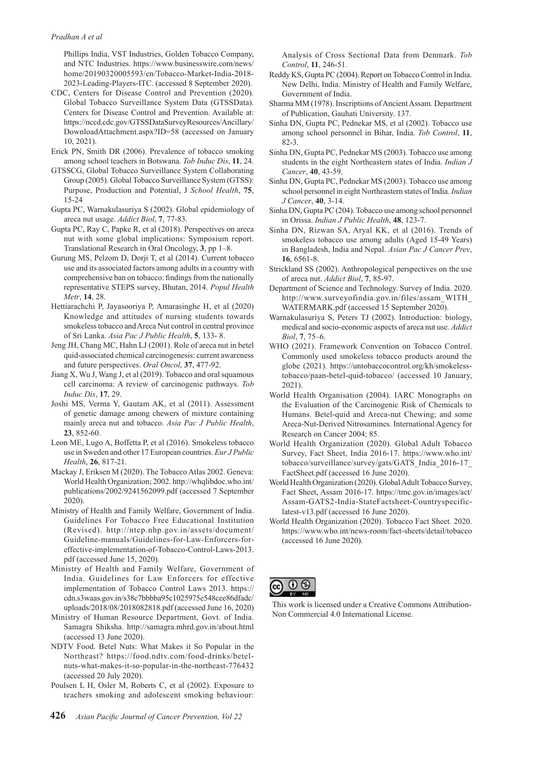Phillips India, VST Industries, Golden Tobacco Company, and NTC Industries. https://www.businesswire.com/news/home/20190320005593/en/Tobacco-Market-India-2018-2023-Leading-Players-ITC. (accessed 8 September 2020).

CDC, Centers for Disease Control and Prevention (2020). Global Tobacco Surveillance System Data (GTSSData). Centers for Disease Control and Prevention. Available at: https://nccd.cdc.gov/GTSSDataSurveyResources/Ancillary/DownloadAttachment.aspx?ID=58 (accessed on January 10, 2021).

Erick PN, Smith DR (2006). Prevalence of tobacco smoking among school teachers in Botswana. *Tob Induc Dis*, **11**, 24.

GTSSCG, Global Tobacco Surveillance System Collaborating Group (2005). Global Tobacco Surveillance System (GTSS): Purpose, Production and Potential, J *School Health*, **75**, 15-24

Gupta PC, Warnakulasuriya S (2002). Global epidemiology of areca nut usage. *Addict Biol*, **7**, 77-83.

Gupta PC, Ray C, Papke R, et al (2018). Perspectives on areca nut with some global implications: Symposium report. Translational Research in Oral Oncology, **3**, pp 1–8.

Gurung MS, Pelzom D, Dorji T, et al (2014). Current tobacco use and its associated factors among adults in a country with comprehensive ban on tobacco: findings from the nationally representative STEPS survey, Bhutan, 2014. *Popul Health Metr*, **14**, 28.

Hettiarachchi P, Jayasooriya P, Amarasinghe H, et al (2020) Knowledge and attitudes of nursing students towards smokeless tobacco and Areca Nut control in central province of Sri Lanka. *Asia Pac J Public Health*, **5**, 133- 8.

Jeng JH, Chang MC, Hahn LJ (2001). Role of areca nut in betel quid-associated chemical carcinogenesis: current awareness and future perspectives. *Oral Oncol*, **37**, 477-92.

Jiang X, Wu J, Wang J, et al (2019). Tobacco and oral squamous cell carcinoma: A review of carcinogenic pathways. *Tob Induc Dis*, **17**, 29.

Joshi MS, Verma Y, Gautam AK, et al (2011). Assessment of genetic damage among chewers of mixture containing mainly areca nut and tobacco. *Asia Pac J Public Health*, **23**, 852-60.

Leon ME, Lugo A, Boffetta P, et al (2016). Smokeless tobacco use in Sweden and other 17 European countries. *Eur J Public Health*, **26**, 817-21.

Mackay J, Eriksen M (2020). The Tobacco Atlas 2002. Geneva: World Health Organization; 2002. http://whqlibdoc.who.int/publications/2002/9241562099.pdf (accessed 7 September 2020).

Ministry of Health and Family Welfare, Government of India. Guidelines For Tobacco Free Educational Institution (Revised). http://ntcp.nhp.gov.in/assets/document/Guideline-manuals/Guidelines-for-Law-Enforcers-for-effective-implementation-of-Tobacco-Control-Laws-2013.pdf (accessed June 15, 2020).

Ministry of Health and Family Welfare, Government of India. Guidelines for Law Enforcers for effective implementation of Tobacco Control Laws 2013. https://cdn.s3waas.gov.in/s38c7bbbba95c1025975e548cee86dfadc/uploads/2018/08/2018082818.pdf (accessed June 16, 2020)

Ministry of Human Resource Department, Govt. of India. Samagra Shiksha. http://samagra.mhrd.gov.in/about.html (accessed 13 June 2020).

NDTV Food. Betel Nuts: What Makes it So Popular in the Northeast? https://food.ndtv.com/food-drinks/betel-nuts-what-makes-it-so-popular-in-the-northeast-776432 (accessed 20 July 2020).

Poulsen L H, Osler M, Roberts C, et al (2002). Exposure to teachers smoking and adolescent smoking behaviour: Analysis of Cross Sectional Data from Denmark. *Tob Control*, **11**, 246-51.

Reddy KS, Gupta PC (2004). Report on Tobacco Control in India. New Delhi, India: Ministry of Health and Family Welfare, Government of India.

Sharma MM (1978). Inscriptions of Ancient Assam. Department of Publication, Gauhati University. 137.

Sinha DN, Gupta PC, Pednekar MS, et al (2002). Tobacco use among school personnel in Bihar, India. *Tob Control*, **11**, 82-3.

Sinha DN, Gupta PC, Pednekar MS (2003). Tobacco use among students in the eight Northeastern states of India. *Indian J Cancer*, **40**, 43-59.

Sinha DN, Gupta PC, Pednekar MS (2003). Tobacco use among school personnel in eight Northeastern states of India. *Indian J Cancer*, **40**, 3-14.

Sinha DN, Gupta PC (204). Tobacco use among school personnel in Orissa. *Indian J Public Health*, **48**, 123-7.

Sinha DN, Rizwan SA, Aryal KK, et al (2016). Trends of smokeless tobacco use among adults (Aged 15-49 Years) in Bangladesh, India and Nepal. *Asian Pac J Cancer Prev*, **16**, 6561-8.

Strickland SS (2002). Anthropological perspectives on the use of areca nut. *Addict Biol*, **7**, 85-97.

Department of Science and Technology. Survey of India. 2020. http://www.surveyofindia.gov.in/files/assam_WITH_WATERMARK.pdf (accessed 15 September 2020).

Warnakulasuriya S, Peters TJ (2002). Introduction: biology, medical and socio-economic aspects of areca nut use. *Addict Biol*, **7**, 75–6.

WHO (2021). Framework Convention on Tobacco Control. Commonly used smokeless tobacco products around the globe (2021). https://untobaccocontrol.org/kh/smokeless-tobacco/paan-betel-quid-tobacco/ (accessed 10 January, 2021).

World Health Organisation (2004). IARC Monographs on the Evaluation of the Carcinogenic Risk of Chemicals to Humans. Betel-quid and Areca-nut Chewing; and some Areca-Nut-Derived Nitrosamines. International Agency for Research on Cancer 2004; 85.

World Health Organization (2020). Global Adult Tobacco Survey, Fact Sheet, India 2016-17. https://www.who.int/tobacco/surveillance/survey/gats/GATS_India_2016-17_FactSheet.pdf (accessed 16 June 2020).

World Health Organization (2020). Global Adult Tobacco Survey, Fact Sheet, Assam 2016-17. https://tmc.gov.in/images/act/Assam-GATS2-India-StateFactsheet-Countryspecific-latest-v13.pdf (accessed 16 June 2020).

World Health Organization (2020). Tobacco Fact Sheet. 2020. https://www.who.int/news-room/fact-sheets/detail/tobacco (accessed 16 June 2020).

This work is licensed under a Creative Commons Attribution-Non Commercial 4.0 International License.